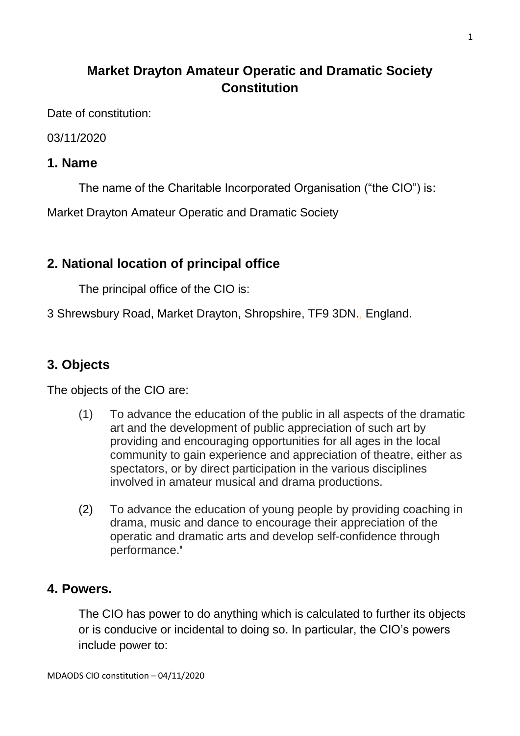# Market Drayton Amateur Operatic and Dramatic Society Constitution

Date of constitution:

03/11/2020

## 1. Name

The name of the Charitable Incorporated Organisation ("the CIO") is:

Market Drayton Amateur Operatic and Dramatic Society

## 2. National location of principal office

The principal office of the CIO is:

3 Shrewsbury Road, Market Drayton, Shropshire, TF9 3DN., England.

## 3. Objects

The objects of the CIO are:

(1) To advance the education of the public in all aspects of the dramatic art and the development of public appreciation of such art by providing and encouraging opportunities for all ages in the local community to gain experience and appreciation of theatre, either as spectators, or by direct participation in the various disciplines involved in amateur musical and drama productions.

(2) To advance the education of young people by providing coaching in drama, music and dance to encourage their appreciation of the operatic and dramatic arts and develop self-confidence through performance.'

## 4. Powers.

The CIO has power to do anything which is calculated to further its objects or is conducive or incidental to doing so. In particular, the CIO's powers include power to: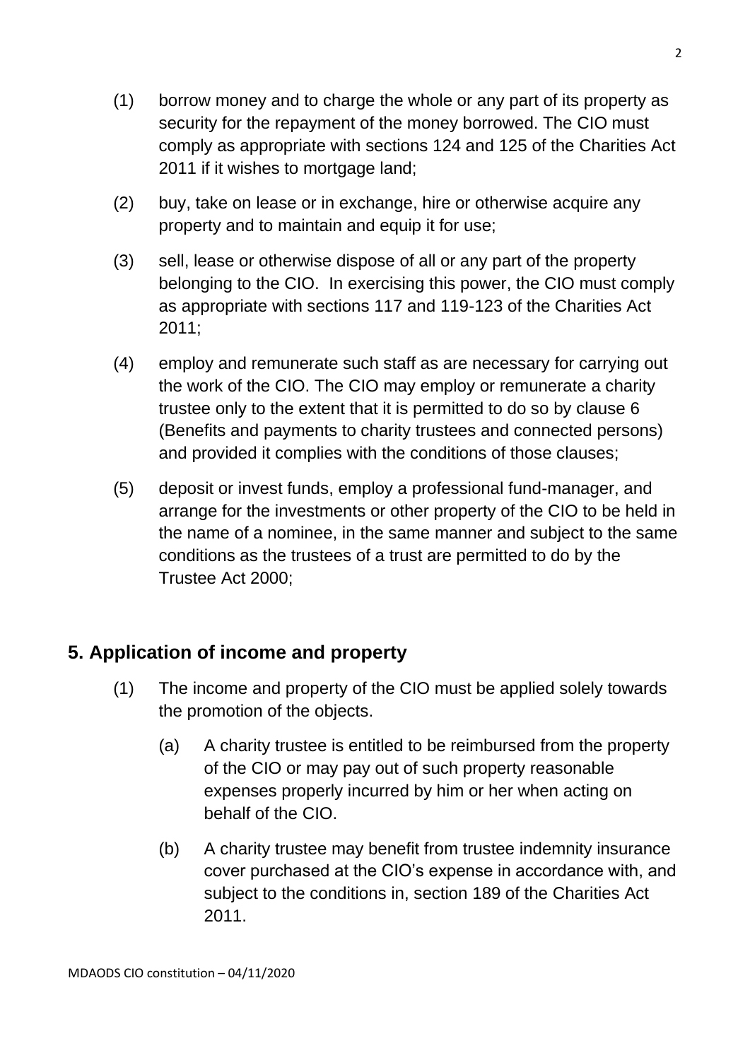(1) borrow money and to charge the whole or any part of its property as security for the repayment of the money borrowed. The CIO must comply as appropriate with sections 124 and 125 of the Charities Act 2011 if it wishes to mortgage land;

(2) buy, take on lease or in exchange, hire or otherwise acquire any property and to maintain and equip it for use;

(3) sell, lease or otherwise dispose of all or any part of the property belonging to the CIO. In exercising this power, the CIO must comply as appropriate with sections 117 and 119-123 of the Charities Act 2011;

(4) employ and remunerate such staff as are necessary for carrying out the work of the CIO. The CIO may employ or remunerate a charity trustee only to the extent that it is permitted to do so by clause 6 (Benefits and payments to charity trustees and connected persons) and provided it complies with the conditions of those clauses;

(5) deposit or invest funds, employ a professional fund-manager, and arrange for the investments or other property of the CIO to be held in the name of a nominee, in the same manner and subject to the same conditions as the trustees of a trust are permitted to do by the Trustee Act 2000;

## 5. Application of income and property

(1) The income and property of the CIO must be applied solely towards the promotion of the objects.

  (a) A charity trustee is entitled to be reimbursed from the property of the CIO or may pay out of such property reasonable expenses properly incurred by him or her when acting on behalf of the CIO.

  (b) A charity trustee may benefit from trustee indemnity insurance cover purchased at the CIO's expense in accordance with, and subject to the conditions in, section 189 of the Charities Act 2011.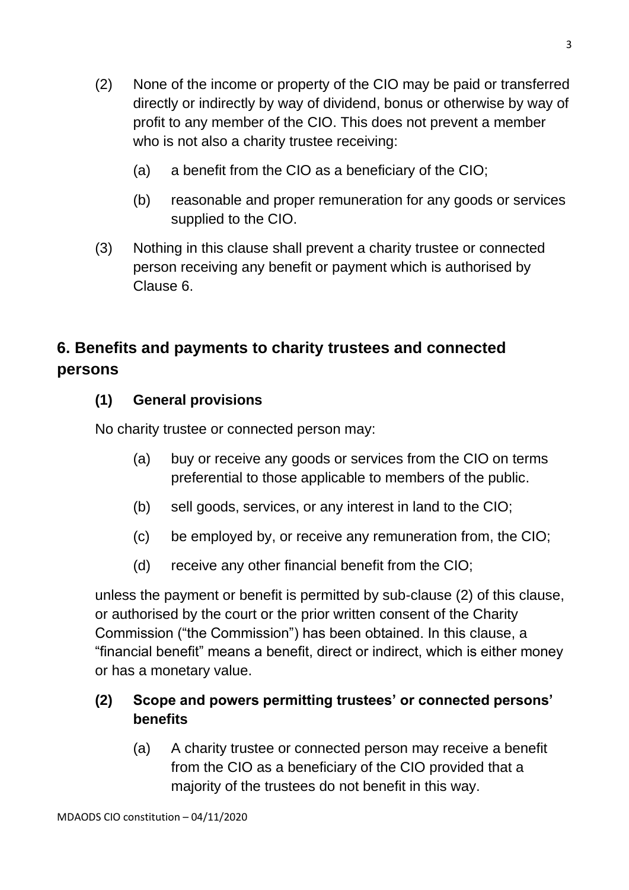(2) None of the income or property of the CIO may be paid or transferred directly or indirectly by way of dividend, bonus or otherwise by way of profit to any member of the CIO. This does not prevent a member who is not also a charity trustee receiving:

   (a) a benefit from the CIO as a beneficiary of the CIO;

   (b) reasonable and proper remuneration for any goods or services supplied to the CIO.

(3) Nothing in this clause shall prevent a charity trustee or connected person receiving any benefit or payment which is authorised by Clause 6.

## 6. Benefits and payments to charity trustees and connected persons

### (1) General provisions

No charity trustee or connected person may:

   (a) buy or receive any goods or services from the CIO on terms preferential to those applicable to members of the public.

   (b) sell goods, services, or any interest in land to the CIO;

   (c) be employed by, or receive any remuneration from, the CIO;

   (d) receive any other financial benefit from the CIO;

unless the payment or benefit is permitted by sub-clause (2) of this clause, or authorised by the court or the prior written consent of the Charity Commission ("the Commission") has been obtained. In this clause, a "financial benefit" means a benefit, direct or indirect, which is either money or has a monetary value.

### (2) Scope and powers permitting trustees' or connected persons' benefits

   (a) A charity trustee or connected person may receive a benefit from the CIO as a beneficiary of the CIO provided that a majority of the trustees do not benefit in this way.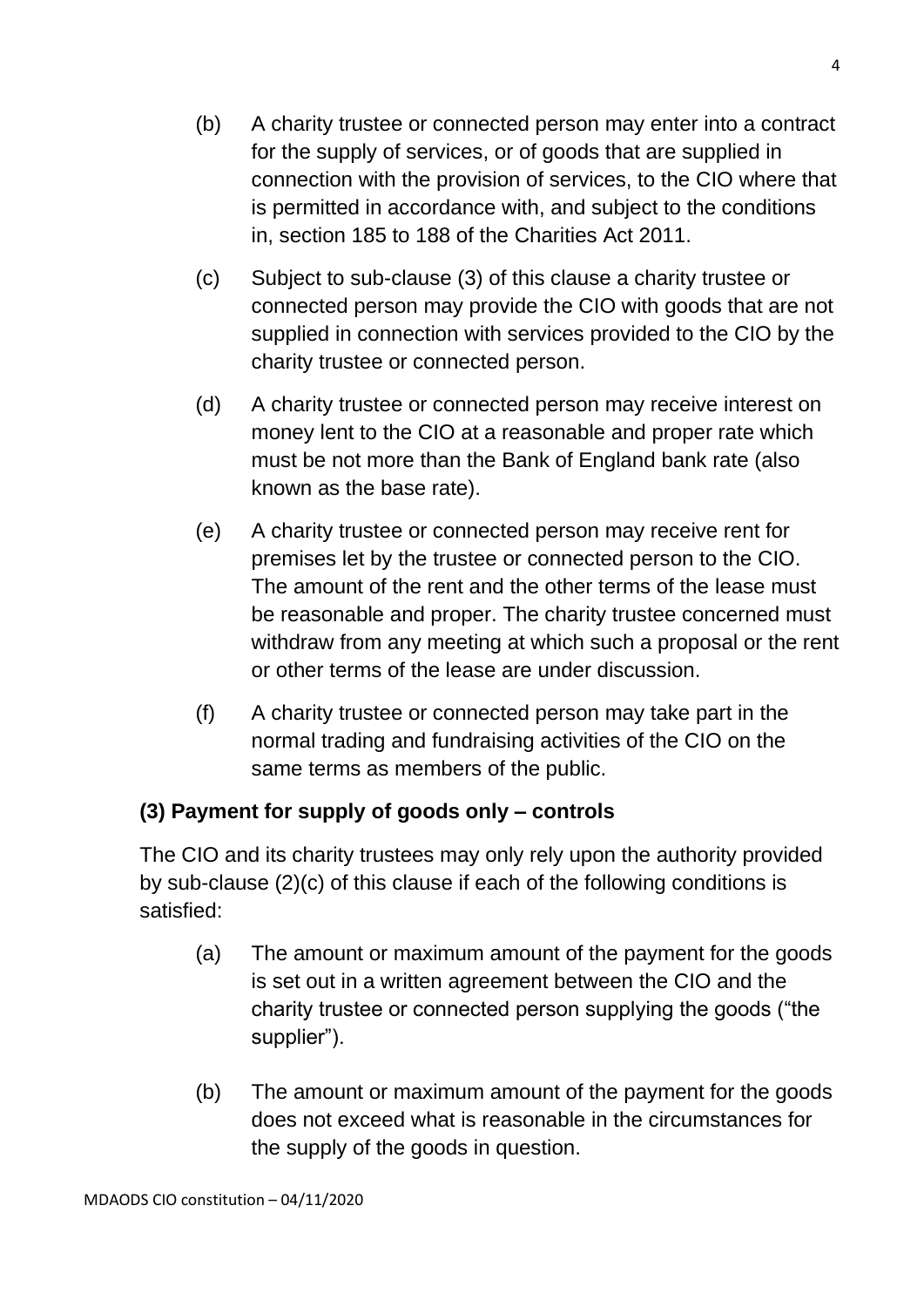(b) A charity trustee or connected person may enter into a contract for the supply of services, or of goods that are supplied in connection with the provision of services, to the CIO where that is permitted in accordance with, and subject to the conditions in, section 185 to 188 of the Charities Act 2011.

(c) Subject to sub-clause (3) of this clause a charity trustee or connected person may provide the CIO with goods that are not supplied in connection with services provided to the CIO by the charity trustee or connected person.

(d) A charity trustee or connected person may receive interest on money lent to the CIO at a reasonable and proper rate which must be not more than the Bank of England bank rate (also known as the base rate).

(e) A charity trustee or connected person may receive rent for premises let by the trustee or connected person to the CIO. The amount of the rent and the other terms of the lease must be reasonable and proper. The charity trustee concerned must withdraw from any meeting at which such a proposal or the rent or other terms of the lease are under discussion.

(f) A charity trustee or connected person may take part in the normal trading and fundraising activities of the CIO on the same terms as members of the public.

**(3) Payment for supply of goods only – controls**

The CIO and its charity trustees may only rely upon the authority provided by sub-clause (2)(c) of this clause if each of the following conditions is satisfied:

(a) The amount or maximum amount of the payment for the goods is set out in a written agreement between the CIO and the charity trustee or connected person supplying the goods ("the supplier").

(b) The amount or maximum amount of the payment for the goods does not exceed what is reasonable in the circumstances for the supply of the goods in question.

MDAODS CIO constitution – 04/11/2020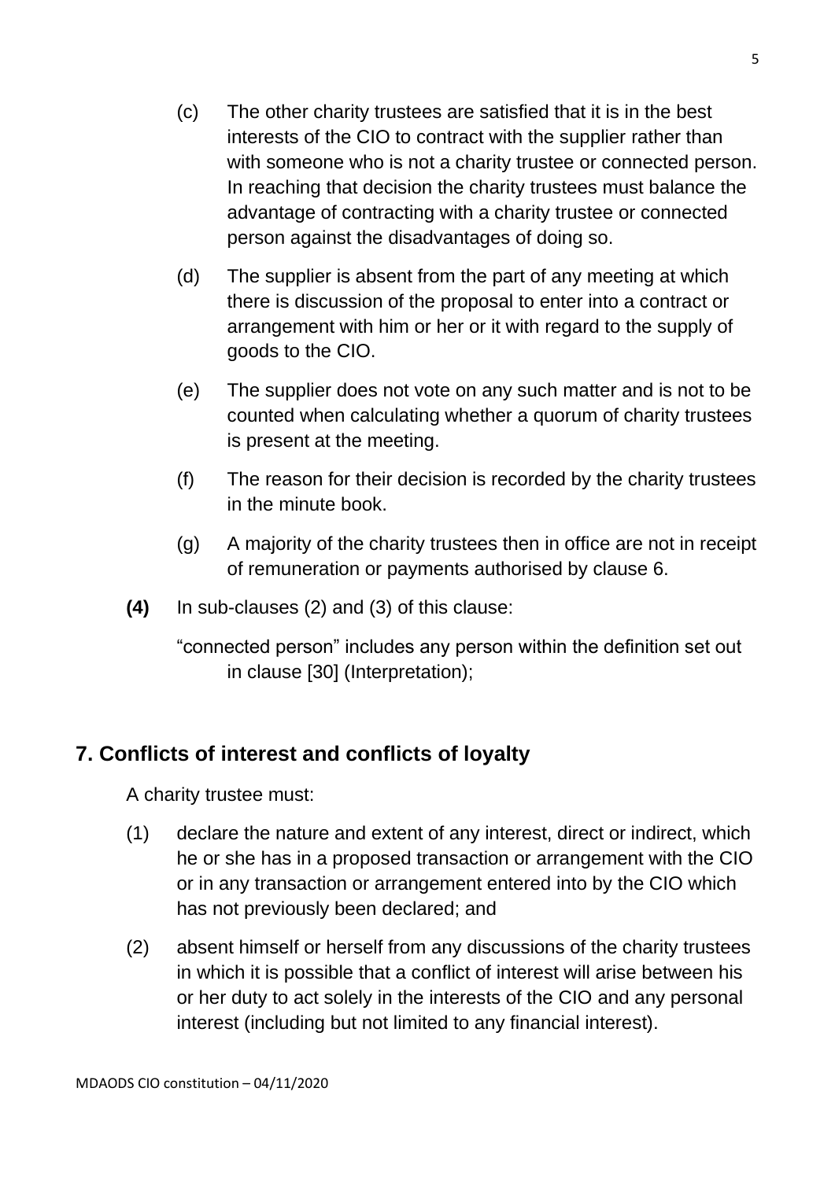(c) The other charity trustees are satisfied that it is in the best interests of the CIO to contract with the supplier rather than with someone who is not a charity trustee or connected person. In reaching that decision the charity trustees must balance the advantage of contracting with a charity trustee or connected person against the disadvantages of doing so.

(d) The supplier is absent from the part of any meeting at which there is discussion of the proposal to enter into a contract or arrangement with him or her or it with regard to the supply of goods to the CIO.

(e) The supplier does not vote on any such matter and is not to be counted when calculating whether a quorum of charity trustees is present at the meeting.

(f) The reason for their decision is recorded by the charity trustees in the minute book.

(g) A majority of the charity trustees then in office are not in receipt of remuneration or payments authorised by clause 6.

**(4)** In sub-clauses (2) and (3) of this clause:

"connected person" includes any person within the definition set out in clause [30] (Interpretation);

## 7. Conflicts of interest and conflicts of loyalty

A charity trustee must:

(1) declare the nature and extent of any interest, direct or indirect, which he or she has in a proposed transaction or arrangement with the CIO or in any transaction or arrangement entered into by the CIO which has not previously been declared; and

(2) absent himself or herself from any discussions of the charity trustees in which it is possible that a conflict of interest will arise between his or her duty to act solely in the interests of the CIO and any personal interest (including but not limited to any financial interest).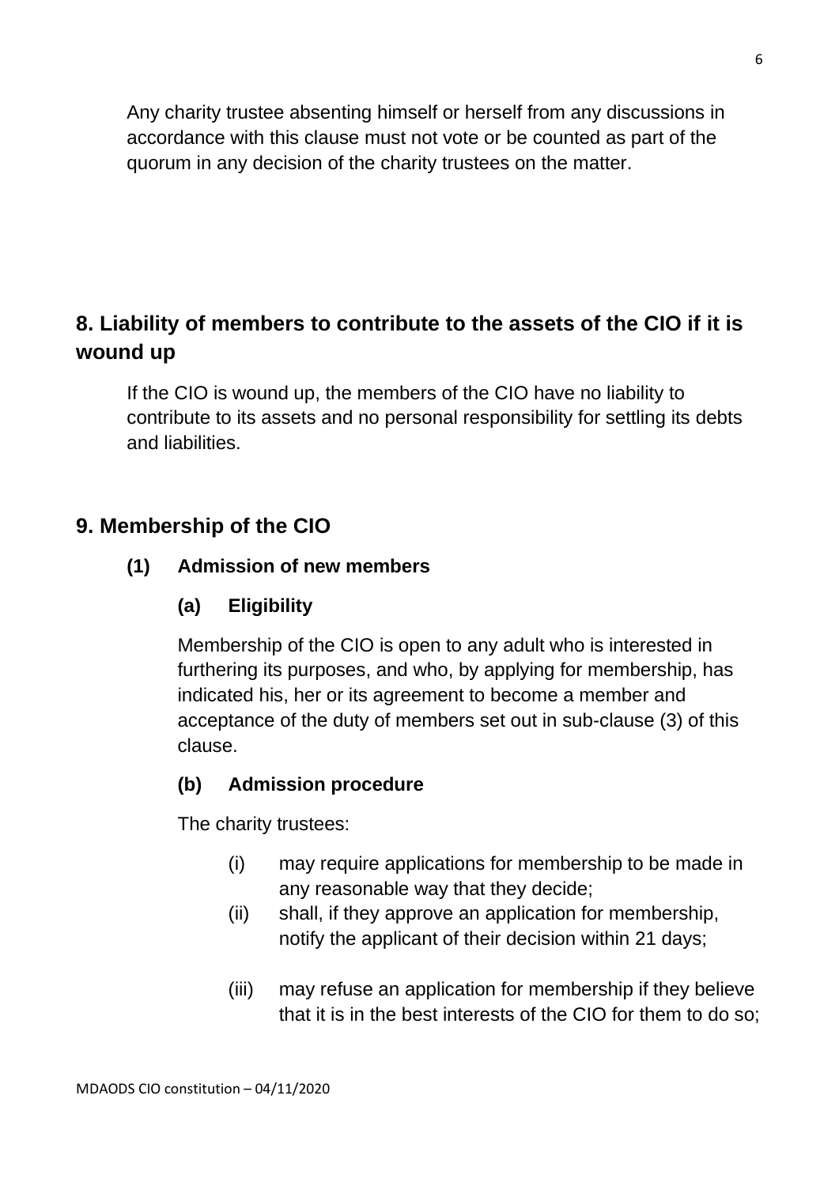Any charity trustee absenting himself or herself from any discussions in accordance with this clause must not vote or be counted as part of the quorum in any decision of the charity trustees on the matter.

## 8. Liability of members to contribute to the assets of the CIO if it is wound up

If the CIO is wound up, the members of the CIO have no liability to contribute to its assets and no personal responsibility for settling its debts and liabilities.

## 9. Membership of the CIO

**(1) Admission of new members**

**(a) Eligibility**

Membership of the CIO is open to any adult who is interested in furthering its purposes, and who, by applying for membership, has indicated his, her or its agreement to become a member and acceptance of the duty of members set out in sub-clause (3) of this clause.

**(b) Admission procedure**

The charity trustees:

- (i) may require applications for membership to be made in any reasonable way that they decide;
- (ii) shall, if they approve an application for membership, notify the applicant of their decision within 21 days;
- (iii) may refuse an application for membership if they believe that it is in the best interests of the CIO for them to do so;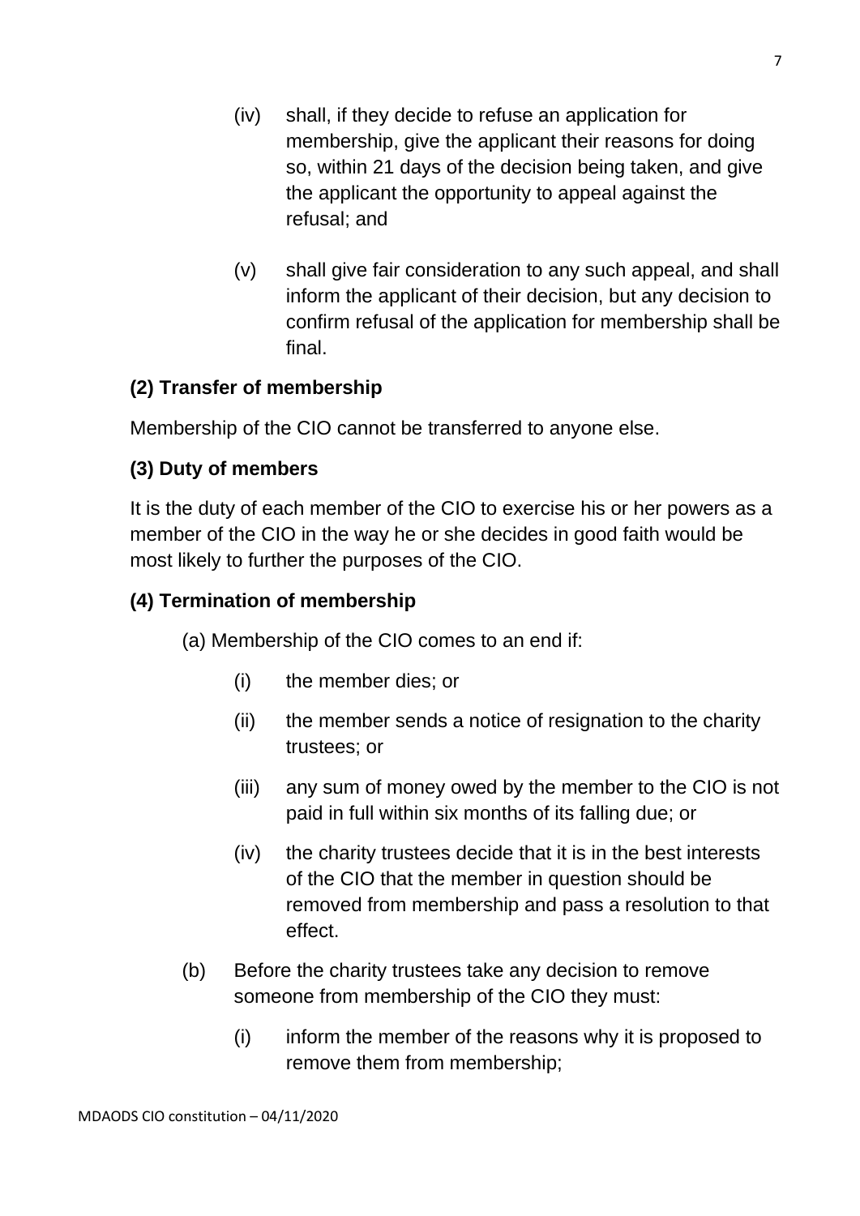(iv) shall, if they decide to refuse an application for membership, give the applicant their reasons for doing so, within 21 days of the decision being taken, and give the applicant the opportunity to appeal against the refusal; and

(v) shall give fair consideration to any such appeal, and shall inform the applicant of their decision, but any decision to confirm refusal of the application for membership shall be final.

**(2) Transfer of membership**

Membership of the CIO cannot be transferred to anyone else.

**(3) Duty of members**

It is the duty of each member of the CIO to exercise his or her powers as a member of the CIO in the way he or she decides in good faith would be most likely to further the purposes of the CIO.

**(4) Termination of membership**

(a) Membership of the CIO comes to an end if:

(i) the member dies; or

(ii) the member sends a notice of resignation to the charity trustees; or

(iii) any sum of money owed by the member to the CIO is not paid in full within six months of its falling due; or

(iv) the charity trustees decide that it is in the best interests of the CIO that the member in question should be removed from membership and pass a resolution to that effect.

(b) Before the charity trustees take any decision to remove someone from membership of the CIO they must:

(i) inform the member of the reasons why it is proposed to remove them from membership;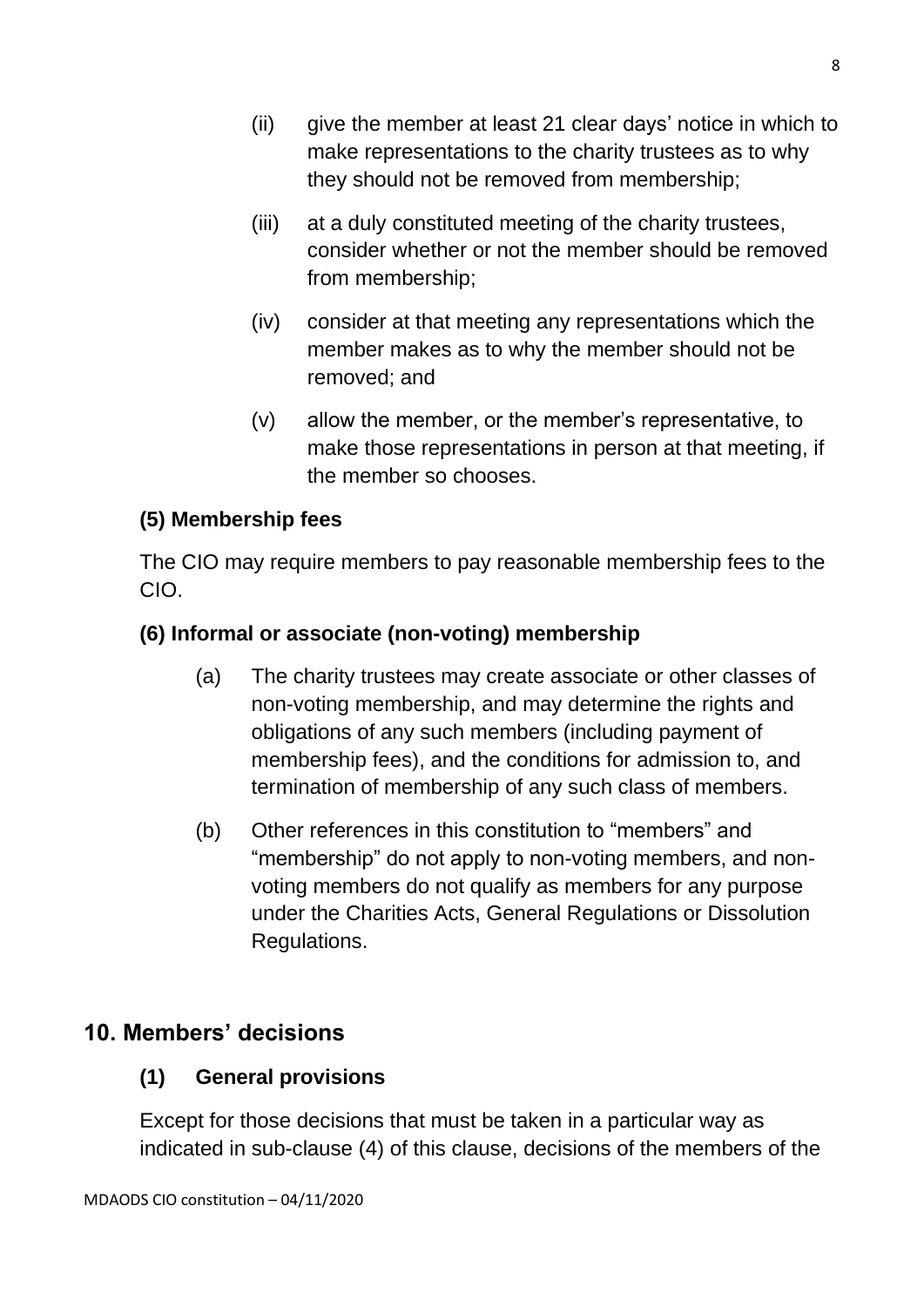(ii) give the member at least 21 clear days' notice in which to make representations to the charity trustees as to why they should not be removed from membership;

(iii) at a duly constituted meeting of the charity trustees, consider whether or not the member should be removed from membership;

(iv) consider at that meeting any representations which the member makes as to why the member should not be removed; and

(v) allow the member, or the member's representative, to make those representations in person at that meeting, if the member so chooses.

**(5) Membership fees**

The CIO may require members to pay reasonable membership fees to the CIO.

**(6) Informal or associate (non-voting) membership**

(a) The charity trustees may create associate or other classes of non-voting membership, and may determine the rights and obligations of any such members (including payment of membership fees), and the conditions for admission to, and termination of membership of any such class of members.

(b) Other references in this constitution to "members" and "membership" do not apply to non-voting members, and non-voting members do not qualify as members for any purpose under the Charities Acts, General Regulations or Dissolution Regulations.

## 10. Members' decisions

### (1) General provisions

Except for those decisions that must be taken in a particular way as indicated in sub-clause (4) of this clause, decisions of the members of the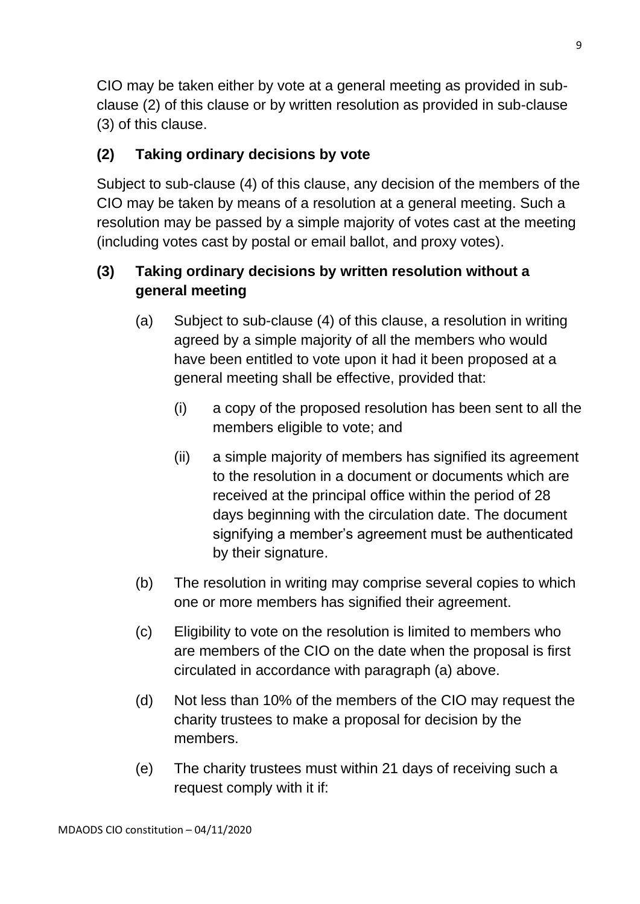CIO may be taken either by vote at a general meeting as provided in sub-clause (2) of this clause or by written resolution as provided in sub-clause (3) of this clause.

**(2) Taking ordinary decisions by vote**

Subject to sub-clause (4) of this clause, any decision of the members of the CIO may be taken by means of a resolution at a general meeting. Such a resolution may be passed by a simple majority of votes cast at the meeting (including votes cast by postal or email ballot, and proxy votes).

**(3) Taking ordinary decisions by written resolution without a general meeting**

(a) Subject to sub-clause (4) of this clause, a resolution in writing agreed by a simple majority of all the members who would have been entitled to vote upon it had it been proposed at a general meeting shall be effective, provided that:

(i) a copy of the proposed resolution has been sent to all the members eligible to vote; and

(ii) a simple majority of members has signified its agreement to the resolution in a document or documents which are received at the principal office within the period of 28 days beginning with the circulation date. The document signifying a member's agreement must be authenticated by their signature.

(b) The resolution in writing may comprise several copies to which one or more members has signified their agreement.

(c) Eligibility to vote on the resolution is limited to members who are members of the CIO on the date when the proposal is first circulated in accordance with paragraph (a) above.

(d) Not less than 10% of the members of the CIO may request the charity trustees to make a proposal for decision by the members.

(e) The charity trustees must within 21 days of receiving such a request comply with it if: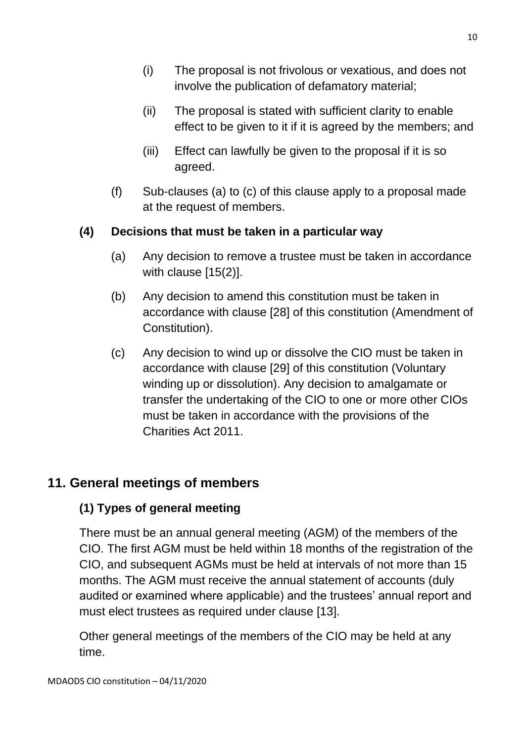(i) The proposal is not frivolous or vexatious, and does not involve the publication of defamatory material;

(ii) The proposal is stated with sufficient clarity to enable effect to be given to it if it is agreed by the members; and

(iii) Effect can lawfully be given to the proposal if it is so agreed.

(f) Sub-clauses (a) to (c) of this clause apply to a proposal made at the request of members.

**(4) Decisions that must be taken in a particular way**

(a) Any decision to remove a trustee must be taken in accordance with clause [15(2)].

(b) Any decision to amend this constitution must be taken in accordance with clause [28] of this constitution (Amendment of Constitution).

(c) Any decision to wind up or dissolve the CIO must be taken in accordance with clause [29] of this constitution (Voluntary winding up or dissolution). Any decision to amalgamate or transfer the undertaking of the CIO to one or more other CIOs must be taken in accordance with the provisions of the Charities Act 2011.

## 11. General meetings of members

### (1) Types of general meeting

There must be an annual general meeting (AGM) of the members of the CIO. The first AGM must be held within 18 months of the registration of the CIO, and subsequent AGMs must be held at intervals of not more than 15 months. The AGM must receive the annual statement of accounts (duly audited or examined where applicable) and the trustees' annual report and must elect trustees as required under clause [13].

Other general meetings of the members of the CIO may be held at any time.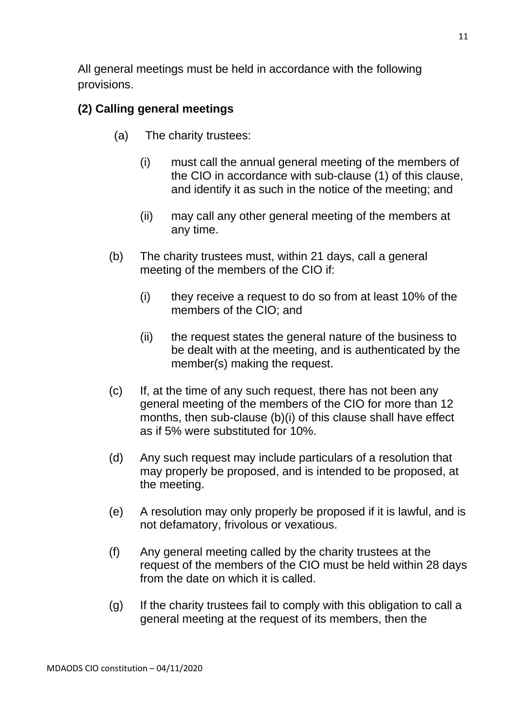All general meetings must be held in accordance with the following provisions.

**(2) Calling general meetings**

(a) The charity trustees:

   (i) must call the annual general meeting of the members of the CIO in accordance with sub-clause (1) of this clause, and identify it as such in the notice of the meeting; and

   (ii) may call any other general meeting of the members at any time.

(b) The charity trustees must, within 21 days, call a general meeting of the members of the CIO if:

   (i) they receive a request to do so from at least 10% of the members of the CIO; and

   (ii) the request states the general nature of the business to be dealt with at the meeting, and is authenticated by the member(s) making the request.

(c) If, at the time of any such request, there has not been any general meeting of the members of the CIO for more than 12 months, then sub-clause (b)(i) of this clause shall have effect as if 5% were substituted for 10%.

(d) Any such request may include particulars of a resolution that may properly be proposed, and is intended to be proposed, at the meeting.

(e) A resolution may only properly be proposed if it is lawful, and is not defamatory, frivolous or vexatious.

(f) Any general meeting called by the charity trustees at the request of the members of the CIO must be held within 28 days from the date on which it is called.

(g) If the charity trustees fail to comply with this obligation to call a general meeting at the request of its members, then the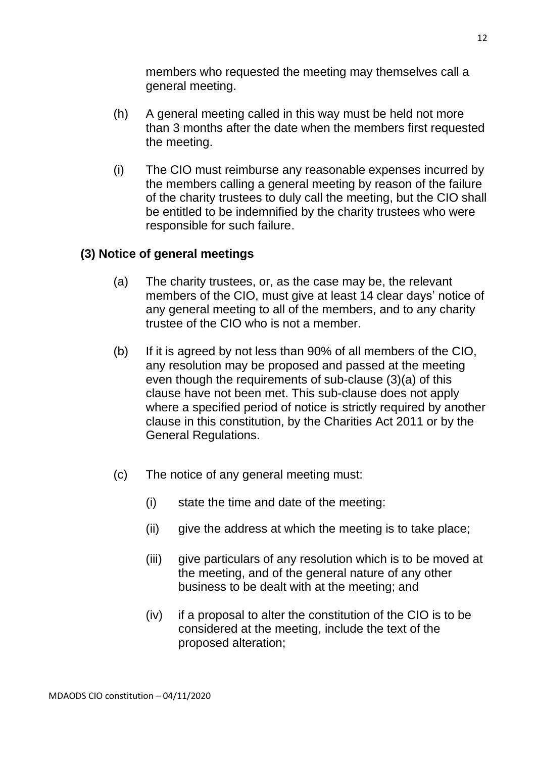members who requested the meeting may themselves call a general meeting.

(h) A general meeting called in this way must be held not more than 3 months after the date when the members first requested the meeting.

(i) The CIO must reimburse any reasonable expenses incurred by the members calling a general meeting by reason of the failure of the charity trustees to duly call the meeting, but the CIO shall be entitled to be indemnified by the charity trustees who were responsible for such failure.

**(3) Notice of general meetings**

(a) The charity trustees, or, as the case may be, the relevant members of the CIO, must give at least 14 clear days' notice of any general meeting to all of the members, and to any charity trustee of the CIO who is not a member.

(b) If it is agreed by not less than 90% of all members of the CIO, any resolution may be proposed and passed at the meeting even though the requirements of sub-clause (3)(a) of this clause have not been met. This sub-clause does not apply where a specified period of notice is strictly required by another clause in this constitution, by the Charities Act 2011 or by the General Regulations.

(c) The notice of any general meeting must:

(i) state the time and date of the meeting:

(ii) give the address at which the meeting is to take place;

(iii) give particulars of any resolution which is to be moved at the meeting, and of the general nature of any other business to be dealt with at the meeting; and

(iv) if a proposal to alter the constitution of the CIO is to be considered at the meeting, include the text of the proposed alteration;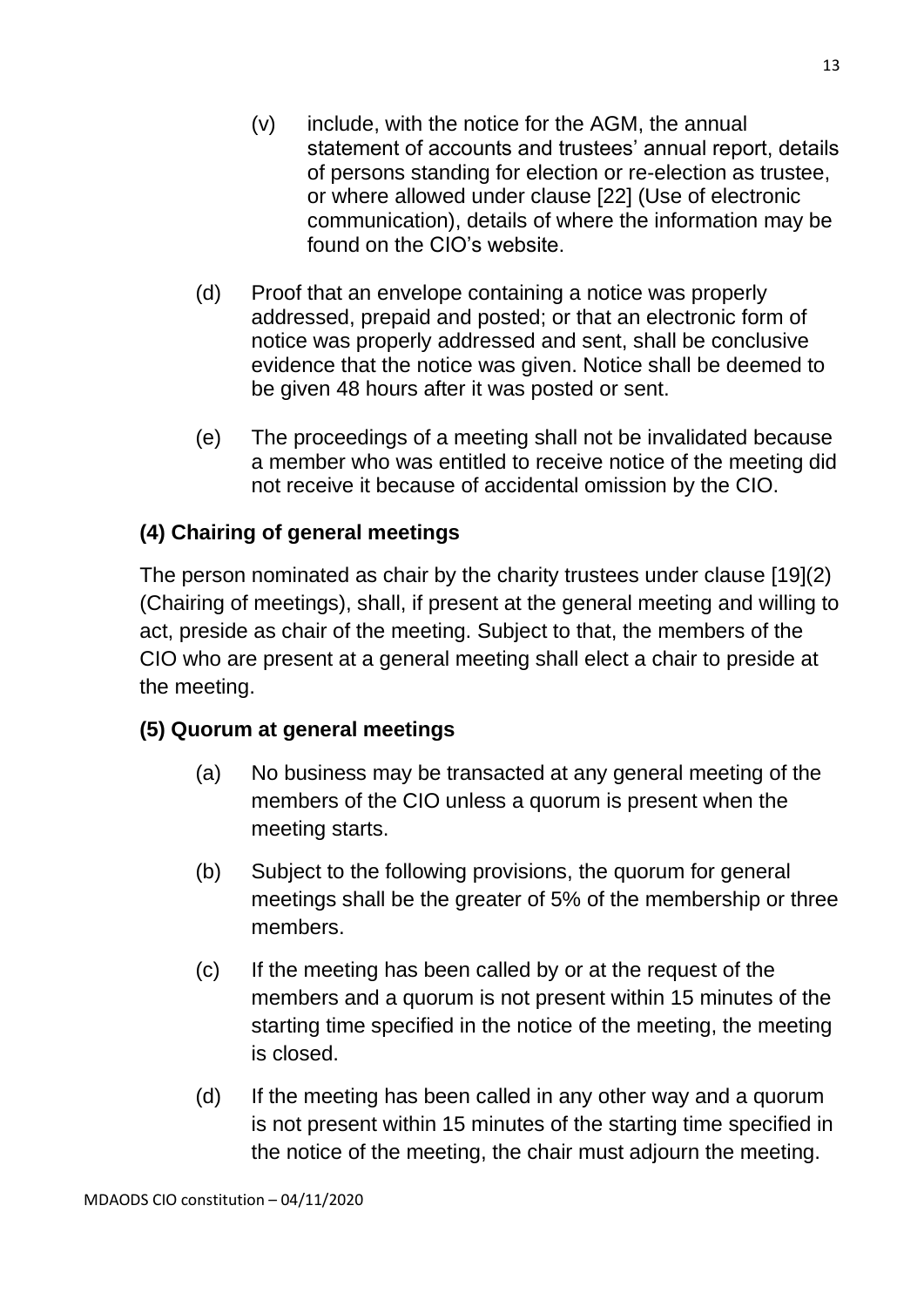(v) include, with the notice for the AGM, the annual statement of accounts and trustees' annual report, details of persons standing for election or re-election as trustee, or where allowed under clause [22] (Use of electronic communication), details of where the information may be found on the CIO's website.

(d) Proof that an envelope containing a notice was properly addressed, prepaid and posted; or that an electronic form of notice was properly addressed and sent, shall be conclusive evidence that the notice was given. Notice shall be deemed to be given 48 hours after it was posted or sent.

(e) The proceedings of a meeting shall not be invalidated because a member who was entitled to receive notice of the meeting did not receive it because of accidental omission by the CIO.

**(4) Chairing of general meetings**

The person nominated as chair by the charity trustees under clause [19](2) (Chairing of meetings), shall, if present at the general meeting and willing to act, preside as chair of the meeting. Subject to that, the members of the CIO who are present at a general meeting shall elect a chair to preside at the meeting.

**(5) Quorum at general meetings**

(a) No business may be transacted at any general meeting of the members of the CIO unless a quorum is present when the meeting starts.

(b) Subject to the following provisions, the quorum for general meetings shall be the greater of 5% of the membership or three members.

(c) If the meeting has been called by or at the request of the members and a quorum is not present within 15 minutes of the starting time specified in the notice of the meeting, the meeting is closed.

(d) If the meeting has been called in any other way and a quorum is not present within 15 minutes of the starting time specified in the notice of the meeting, the chair must adjourn the meeting.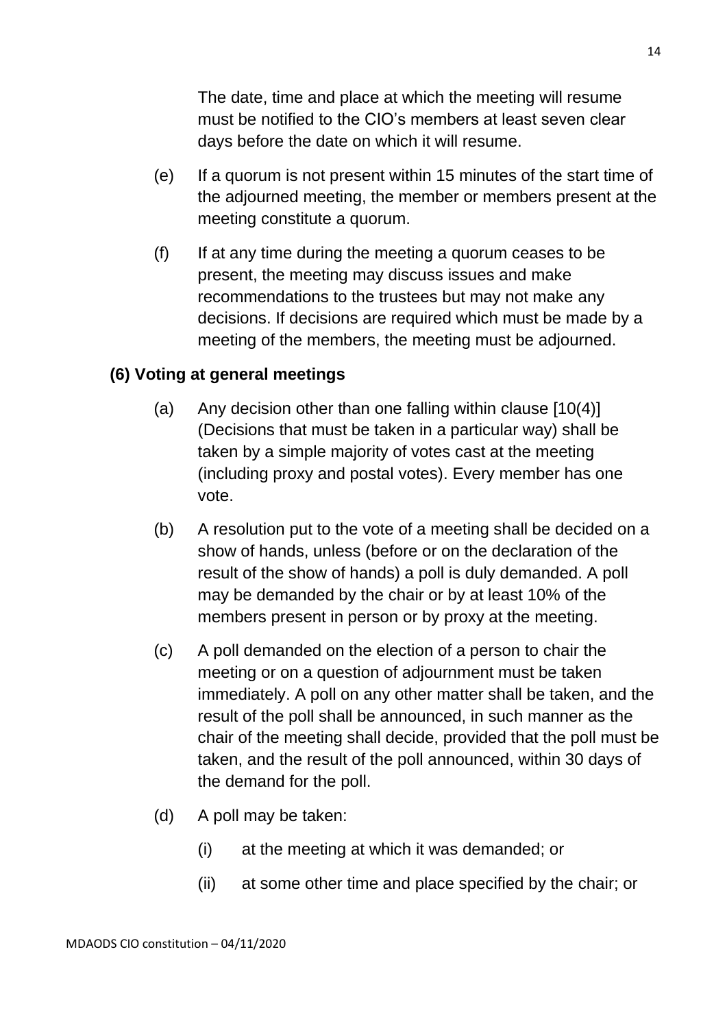The date, time and place at which the meeting will resume must be notified to the CIO's members at least seven clear days before the date on which it will resume.

(e) If a quorum is not present within 15 minutes of the start time of the adjourned meeting, the member or members present at the meeting constitute a quorum.

(f) If at any time during the meeting a quorum ceases to be present, the meeting may discuss issues and make recommendations to the trustees but may not make any decisions. If decisions are required which must be made by a meeting of the members, the meeting must be adjourned.

**(6) Voting at general meetings**

(a) Any decision other than one falling within clause [10(4)] (Decisions that must be taken in a particular way) shall be taken by a simple majority of votes cast at the meeting (including proxy and postal votes). Every member has one vote.

(b) A resolution put to the vote of a meeting shall be decided on a show of hands, unless (before or on the declaration of the result of the show of hands) a poll is duly demanded. A poll may be demanded by the chair or by at least 10% of the members present in person or by proxy at the meeting.

(c) A poll demanded on the election of a person to chair the meeting or on a question of adjournment must be taken immediately. A poll on any other matter shall be taken, and the result of the poll shall be announced, in such manner as the chair of the meeting shall decide, provided that the poll must be taken, and the result of the poll announced, within 30 days of the demand for the poll.

(d) A poll may be taken:

(i) at the meeting at which it was demanded; or

(ii) at some other time and place specified by the chair; or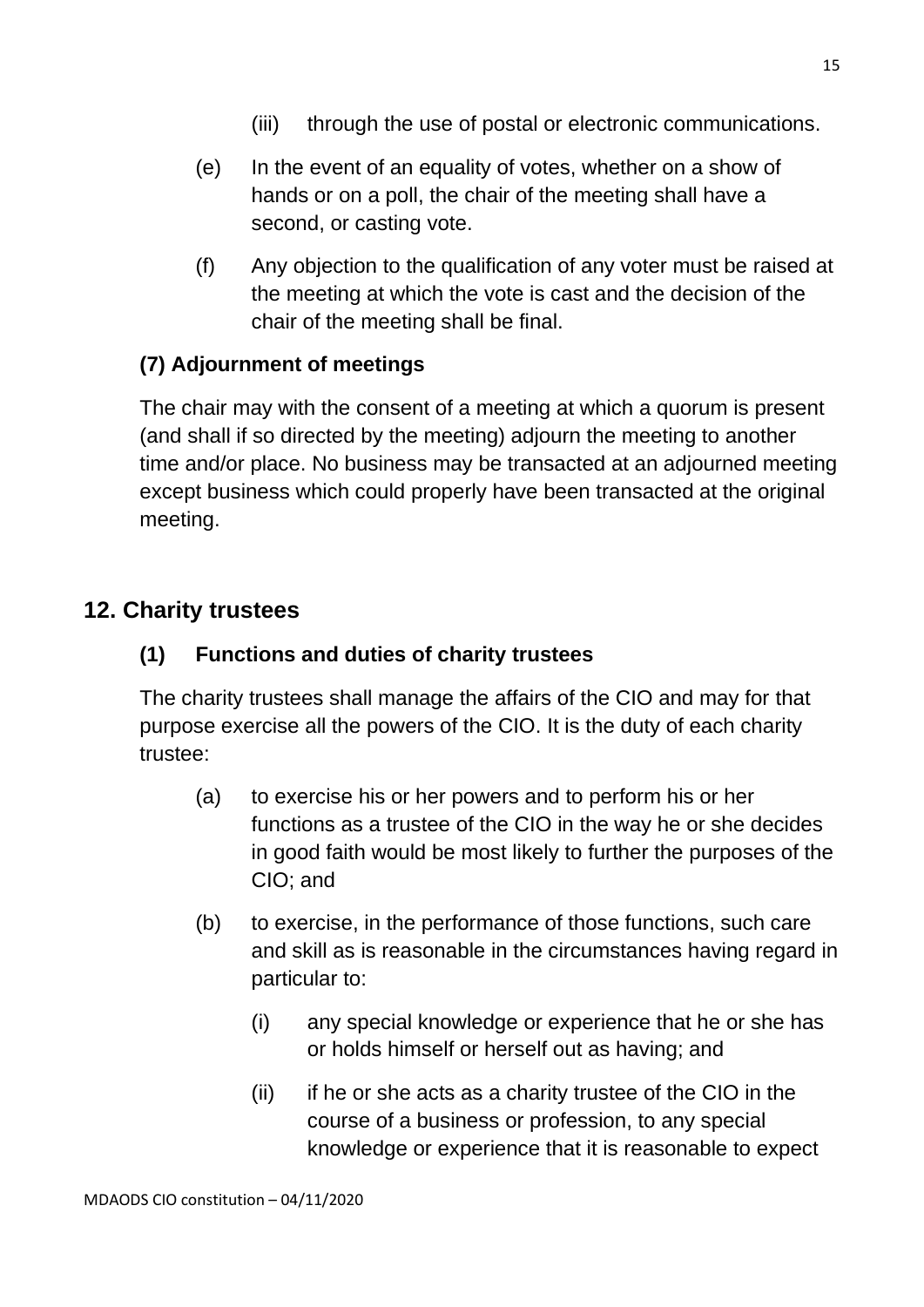(iii) through the use of postal or electronic communications.

(e) In the event of an equality of votes, whether on a show of hands or on a poll, the chair of the meeting shall have a second, or casting vote.

(f) Any objection to the qualification of any voter must be raised at the meeting at which the vote is cast and the decision of the chair of the meeting shall be final.

**(7) Adjournment of meetings**

The chair may with the consent of a meeting at which a quorum is present (and shall if so directed by the meeting) adjourn the meeting to another time and/or place. No business may be transacted at an adjourned meeting except business which could properly have been transacted at the original meeting.

## 12. Charity trustees

**(1) Functions and duties of charity trustees**

The charity trustees shall manage the affairs of the CIO and may for that purpose exercise all the powers of the CIO. It is the duty of each charity trustee:

(a) to exercise his or her powers and to perform his or her functions as a trustee of the CIO in the way he or she decides in good faith would be most likely to further the purposes of the CIO; and

(b) to exercise, in the performance of those functions, such care and skill as is reasonable in the circumstances having regard in particular to:

(i) any special knowledge or experience that he or she has or holds himself or herself out as having; and

(ii) if he or she acts as a charity trustee of the CIO in the course of a business or profession, to any special knowledge or experience that it is reasonable to expect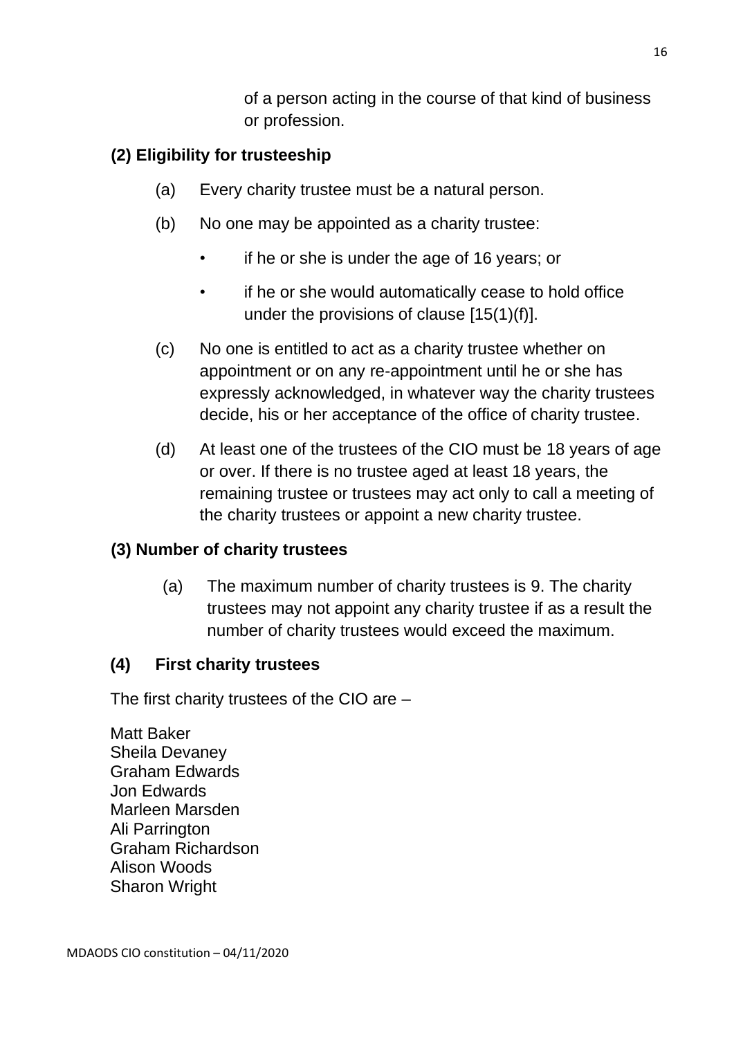of a person acting in the course of that kind of business or profession.

**(2) Eligibility for trusteeship**

(a) Every charity trustee must be a natural person.

(b) No one may be appointed as a charity trustee:

- if he or she is under the age of 16 years; or
- if he or she would automatically cease to hold office under the provisions of clause [15(1)(f)].

(c) No one is entitled to act as a charity trustee whether on appointment or on any re-appointment until he or she has expressly acknowledged, in whatever way the charity trustees decide, his or her acceptance of the office of charity trustee.

(d) At least one of the trustees of the CIO must be 18 years of age or over. If there is no trustee aged at least 18 years, the remaining trustee or trustees may act only to call a meeting of the charity trustees or appoint a new charity trustee.

**(3) Number of charity trustees**

(a) The maximum number of charity trustees is 9. The charity trustees may not appoint any charity trustee if as a result the number of charity trustees would exceed the maximum.

**(4) First charity trustees**

The first charity trustees of the CIO are –

Matt Baker
Sheila Devaney
Graham Edwards
Jon Edwards
Marleen Marsden
Ali Parrington
Graham Richardson
Alison Woods
Sharon Wright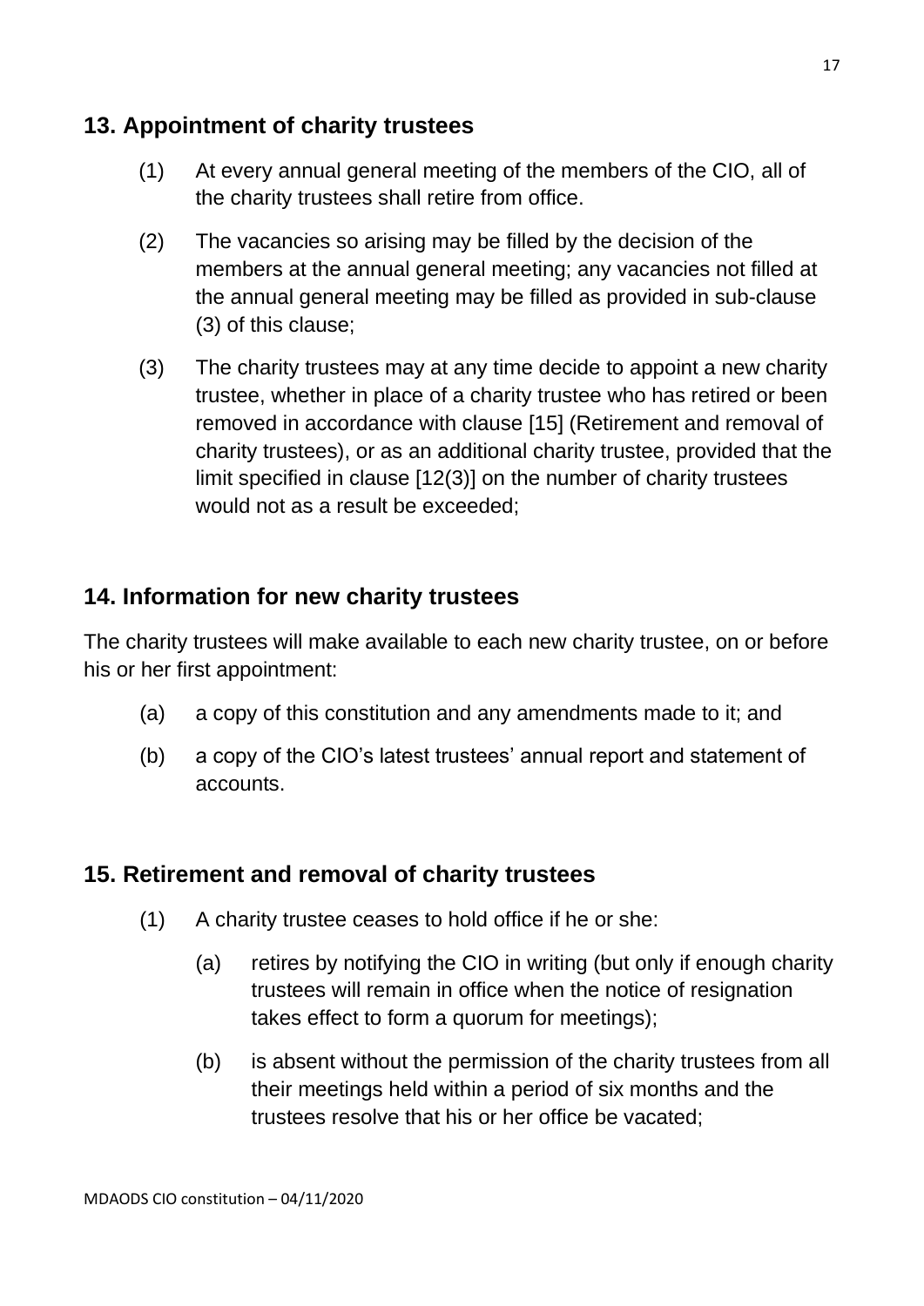## 13. Appointment of charity trustees

(1) At every annual general meeting of the members of the CIO, all of the charity trustees shall retire from office.

(2) The vacancies so arising may be filled by the decision of the members at the annual general meeting; any vacancies not filled at the annual general meeting may be filled as provided in sub-clause (3) of this clause;

(3) The charity trustees may at any time decide to appoint a new charity trustee, whether in place of a charity trustee who has retired or been removed in accordance with clause [15] (Retirement and removal of charity trustees), or as an additional charity trustee, provided that the limit specified in clause [12(3)] on the number of charity trustees would not as a result be exceeded;

## 14. Information for new charity trustees

The charity trustees will make available to each new charity trustee, on or before his or her first appointment:

(a) a copy of this constitution and any amendments made to it; and

(b) a copy of the CIO's latest trustees' annual report and statement of accounts.

## 15. Retirement and removal of charity trustees

(1) A charity trustee ceases to hold office if he or she:

(a) retires by notifying the CIO in writing (but only if enough charity trustees will remain in office when the notice of resignation takes effect to form a quorum for meetings);

(b) is absent without the permission of the charity trustees from all their meetings held within a period of six months and the trustees resolve that his or her office be vacated;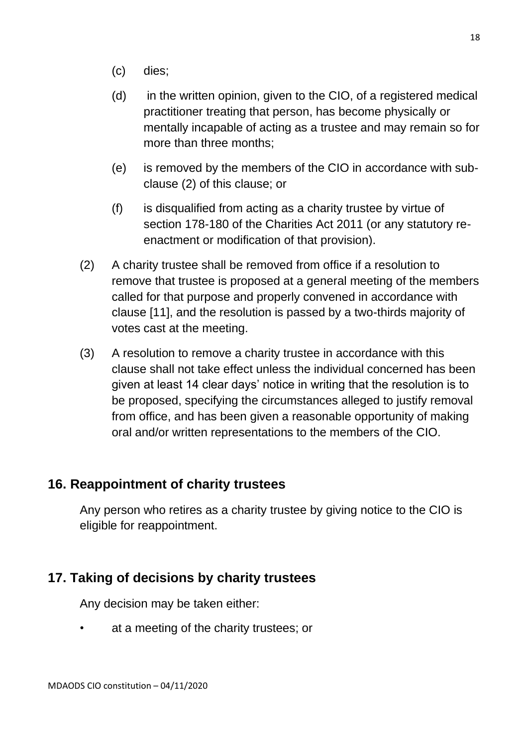(c) dies;

(d) in the written opinion, given to the CIO, of a registered medical practitioner treating that person, has become physically or mentally incapable of acting as a trustee and may remain so for more than three months;

(e) is removed by the members of the CIO in accordance with sub-clause (2) of this clause; or

(f) is disqualified from acting as a charity trustee by virtue of section 178-180 of the Charities Act 2011 (or any statutory re-enactment or modification of that provision).

(2) A charity trustee shall be removed from office if a resolution to remove that trustee is proposed at a general meeting of the members called for that purpose and properly convened in accordance with clause [11], and the resolution is passed by a two-thirds majority of votes cast at the meeting.

(3) A resolution to remove a charity trustee in accordance with this clause shall not take effect unless the individual concerned has been given at least 14 clear days' notice in writing that the resolution is to be proposed, specifying the circumstances alleged to justify removal from office, and has been given a reasonable opportunity of making oral and/or written representations to the members of the CIO.

## 16. Reappointment of charity trustees

Any person who retires as a charity trustee by giving notice to the CIO is eligible for reappointment.

## 17. Taking of decisions by charity trustees

Any decision may be taken either:

- at a meeting of the charity trustees; or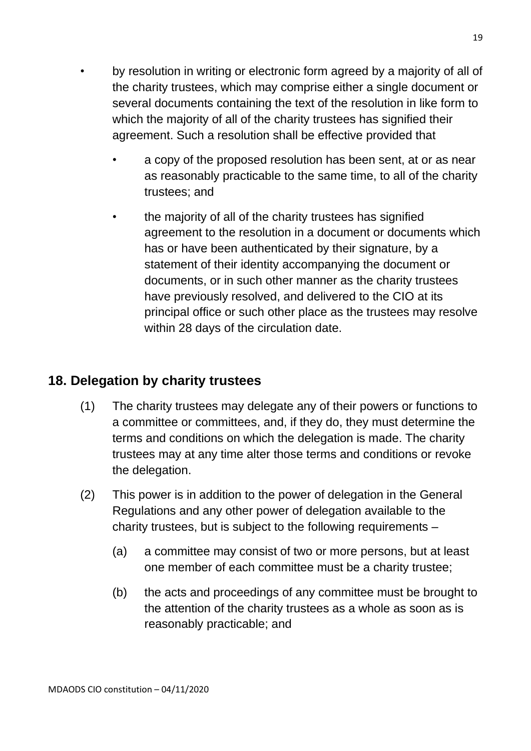- by resolution in writing or electronic form agreed by a majority of all of the charity trustees, which may comprise either a single document or several documents containing the text of the resolution in like form to which the majority of all of the charity trustees has signified their agreement. Such a resolution shall be effective provided that
    - a copy of the proposed resolution has been sent, at or as near as reasonably practicable to the same time, to all of the charity trustees; and
    - the majority of all of the charity trustees has signified agreement to the resolution in a document or documents which has or have been authenticated by their signature, by a statement of their identity accompanying the document or documents, or in such other manner as the charity trustees have previously resolved, and delivered to the CIO at its principal office or such other place as the trustees may resolve within 28 days of the circulation date.

## 18. Delegation by charity trustees

(1) The charity trustees may delegate any of their powers or functions to a committee or committees, and, if they do, they must determine the terms and conditions on which the delegation is made. The charity trustees may at any time alter those terms and conditions or revoke the delegation.

(2) This power is in addition to the power of delegation in the General Regulations and any other power of delegation available to the charity trustees, but is subject to the following requirements –

(a) a committee may consist of two or more persons, but at least one member of each committee must be a charity trustee;

(b) the acts and proceedings of any committee must be brought to the attention of the charity trustees as a whole as soon as is reasonably practicable; and

MDAODS CIO constitution – 04/11/2020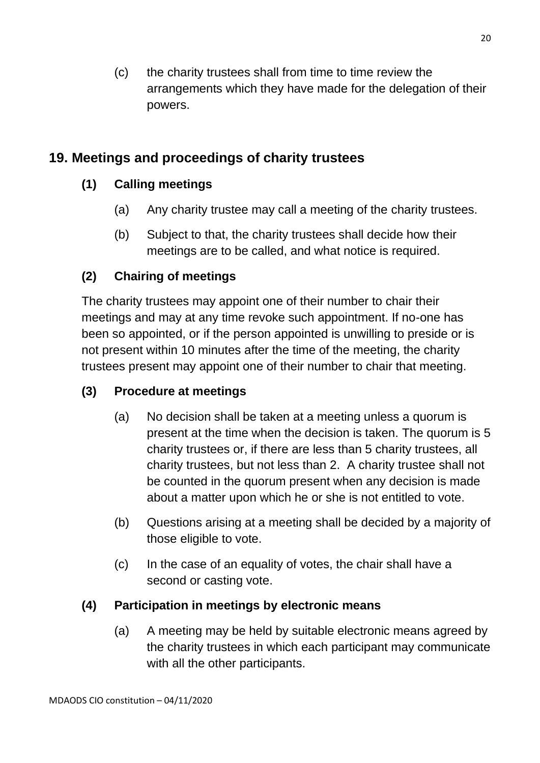(c) the charity trustees shall from time to time review the arrangements which they have made for the delegation of their powers.

## 19. Meetings and proceedings of charity trustees

### (1) Calling meetings

(a) Any charity trustee may call a meeting of the charity trustees.

(b) Subject to that, the charity trustees shall decide how their meetings are to be called, and what notice is required.

### (2) Chairing of meetings

The charity trustees may appoint one of their number to chair their meetings and may at any time revoke such appointment. If no-one has been so appointed, or if the person appointed is unwilling to preside or is not present within 10 minutes after the time of the meeting, the charity trustees present may appoint one of their number to chair that meeting.

### (3) Procedure at meetings

(a) No decision shall be taken at a meeting unless a quorum is present at the time when the decision is taken. The quorum is 5 charity trustees or, if there are less than 5 charity trustees, all charity trustees, but not less than 2. A charity trustee shall not be counted in the quorum present when any decision is made about a matter upon which he or she is not entitled to vote.

(b) Questions arising at a meeting shall be decided by a majority of those eligible to vote.

(c) In the case of an equality of votes, the chair shall have a second or casting vote.

### (4) Participation in meetings by electronic means

(a) A meeting may be held by suitable electronic means agreed by the charity trustees in which each participant may communicate with all the other participants.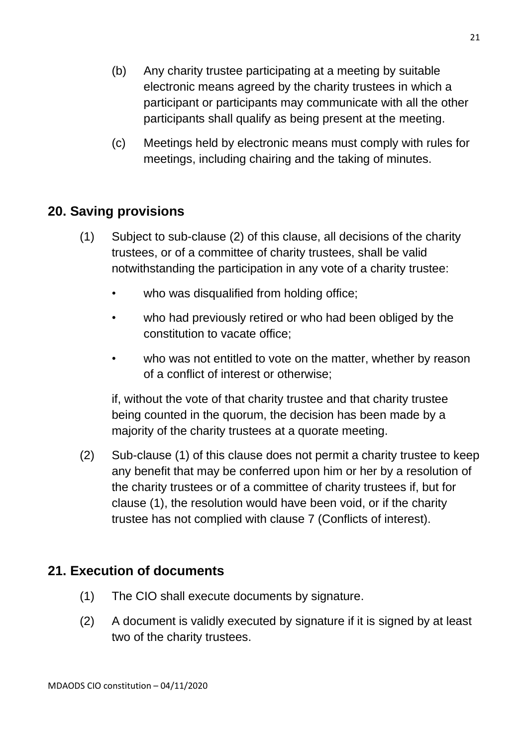(b) Any charity trustee participating at a meeting by suitable electronic means agreed by the charity trustees in which a participant or participants may communicate with all the other participants shall qualify as being present at the meeting.

(c) Meetings held by electronic means must comply with rules for meetings, including chairing and the taking of minutes.

## 20. Saving provisions

(1) Subject to sub-clause (2) of this clause, all decisions of the charity trustees, or of a committee of charity trustees, shall be valid notwithstanding the participation in any vote of a charity trustee:

- who was disqualified from holding office;
- who had previously retired or who had been obliged by the constitution to vacate office;
- who was not entitled to vote on the matter, whether by reason of a conflict of interest or otherwise;

if, without the vote of that charity trustee and that charity trustee being counted in the quorum, the decision has been made by a majority of the charity trustees at a quorate meeting.

(2) Sub-clause (1) of this clause does not permit a charity trustee to keep any benefit that may be conferred upon him or her by a resolution of the charity trustees or of a committee of charity trustees if, but for clause (1), the resolution would have been void, or if the charity trustee has not complied with clause 7 (Conflicts of interest).

## 21. Execution of documents

(1) The CIO shall execute documents by signature.

(2) A document is validly executed by signature if it is signed by at least two of the charity trustees.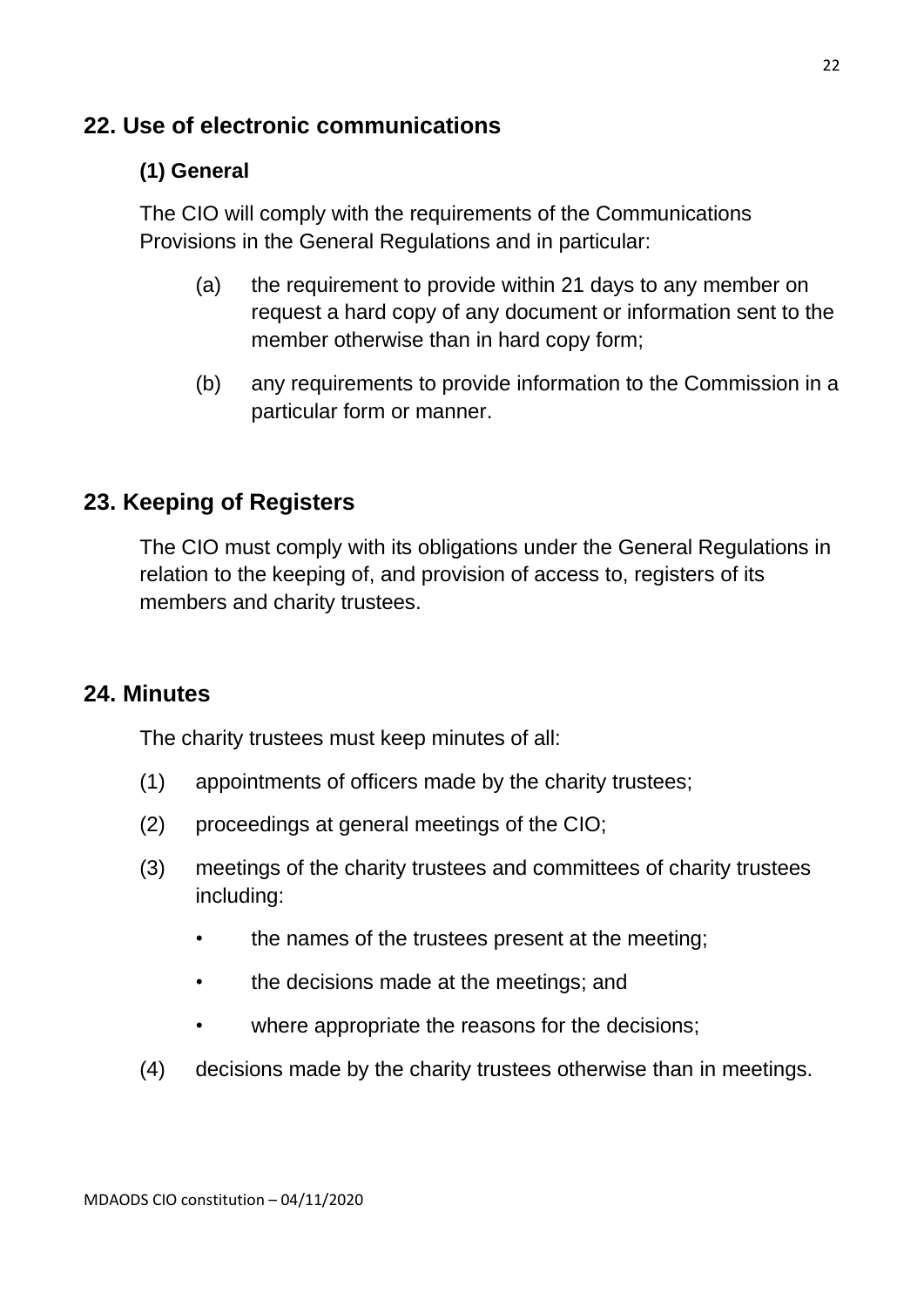## 22. Use of electronic communications

### (1) General

The CIO will comply with the requirements of the Communications Provisions in the General Regulations and in particular:

(a) the requirement to provide within 21 days to any member on request a hard copy of any document or information sent to the member otherwise than in hard copy form;

(b) any requirements to provide information to the Commission in a particular form or manner.

## 23. Keeping of Registers

The CIO must comply with its obligations under the General Regulations in relation to the keeping of, and provision of access to, registers of its members and charity trustees.

## 24. Minutes

The charity trustees must keep minutes of all:

(1) appointments of officers made by the charity trustees;

(2) proceedings at general meetings of the CIO;

(3) meetings of the charity trustees and committees of charity trustees including:

- the names of the trustees present at the meeting;
- the decisions made at the meetings; and
- where appropriate the reasons for the decisions;

(4) decisions made by the charity trustees otherwise than in meetings.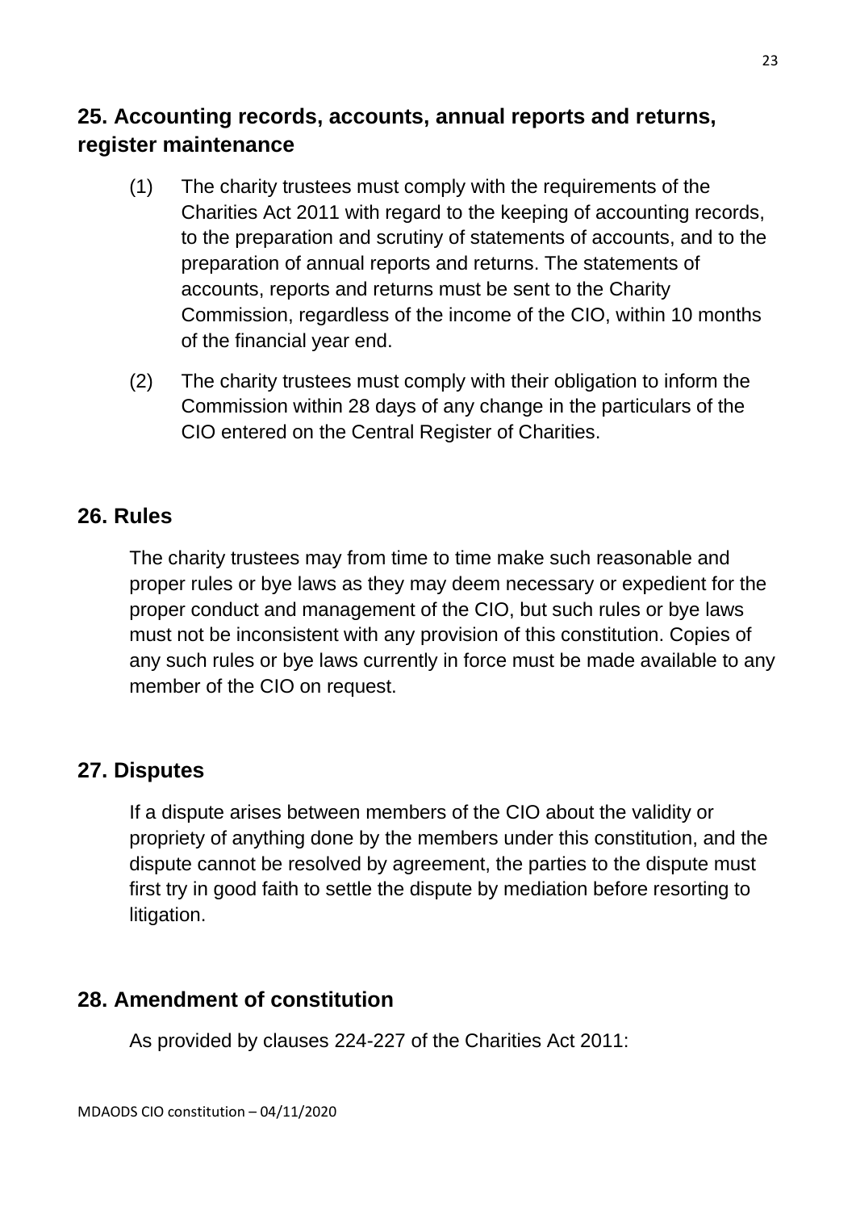## 25. Accounting records, accounts, annual reports and returns, register maintenance

(1) The charity trustees must comply with the requirements of the Charities Act 2011 with regard to the keeping of accounting records, to the preparation and scrutiny of statements of accounts, and to the preparation of annual reports and returns. The statements of accounts, reports and returns must be sent to the Charity Commission, regardless of the income of the CIO, within 10 months of the financial year end.

(2) The charity trustees must comply with their obligation to inform the Commission within 28 days of any change in the particulars of the CIO entered on the Central Register of Charities.

## 26. Rules

The charity trustees may from time to time make such reasonable and proper rules or bye laws as they may deem necessary or expedient for the proper conduct and management of the CIO, but such rules or bye laws must not be inconsistent with any provision of this constitution. Copies of any such rules or bye laws currently in force must be made available to any member of the CIO on request.

## 27. Disputes

If a dispute arises between members of the CIO about the validity or propriety of anything done by the members under this constitution, and the dispute cannot be resolved by agreement, the parties to the dispute must first try in good faith to settle the dispute by mediation before resorting to litigation.

## 28. Amendment of constitution

As provided by clauses 224-227 of the Charities Act 2011: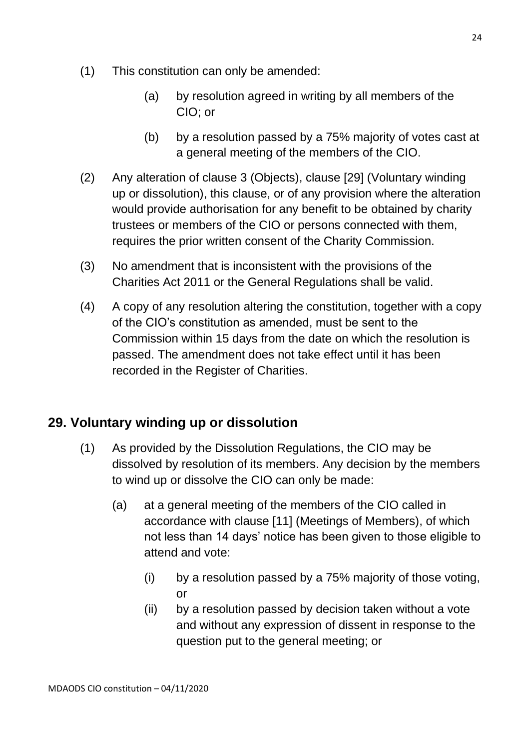(1) This constitution can only be amended:

   (a) by resolution agreed in writing by all members of the CIO; or

   (b) by a resolution passed by a 75% majority of votes cast at a general meeting of the members of the CIO.

(2) Any alteration of clause 3 (Objects), clause [29] (Voluntary winding up or dissolution), this clause, or of any provision where the alteration would provide authorisation for any benefit to be obtained by charity trustees or members of the CIO or persons connected with them, requires the prior written consent of the Charity Commission.

(3) No amendment that is inconsistent with the provisions of the Charities Act 2011 or the General Regulations shall be valid.

(4) A copy of any resolution altering the constitution, together with a copy of the CIO's constitution as amended, must be sent to the Commission within 15 days from the date on which the resolution is passed. The amendment does not take effect until it has been recorded in the Register of Charities.

## 29. Voluntary winding up or dissolution

(1) As provided by the Dissolution Regulations, the CIO may be dissolved by resolution of its members. Any decision by the members to wind up or dissolve the CIO can only be made:

   (a) at a general meeting of the members of the CIO called in accordance with clause [11] (Meetings of Members), of which not less than 14 days' notice has been given to those eligible to attend and vote:

      (i) by a resolution passed by a 75% majority of those voting, or

      (ii) by a resolution passed by decision taken without a vote and without any expression of dissent in response to the question put to the general meeting; or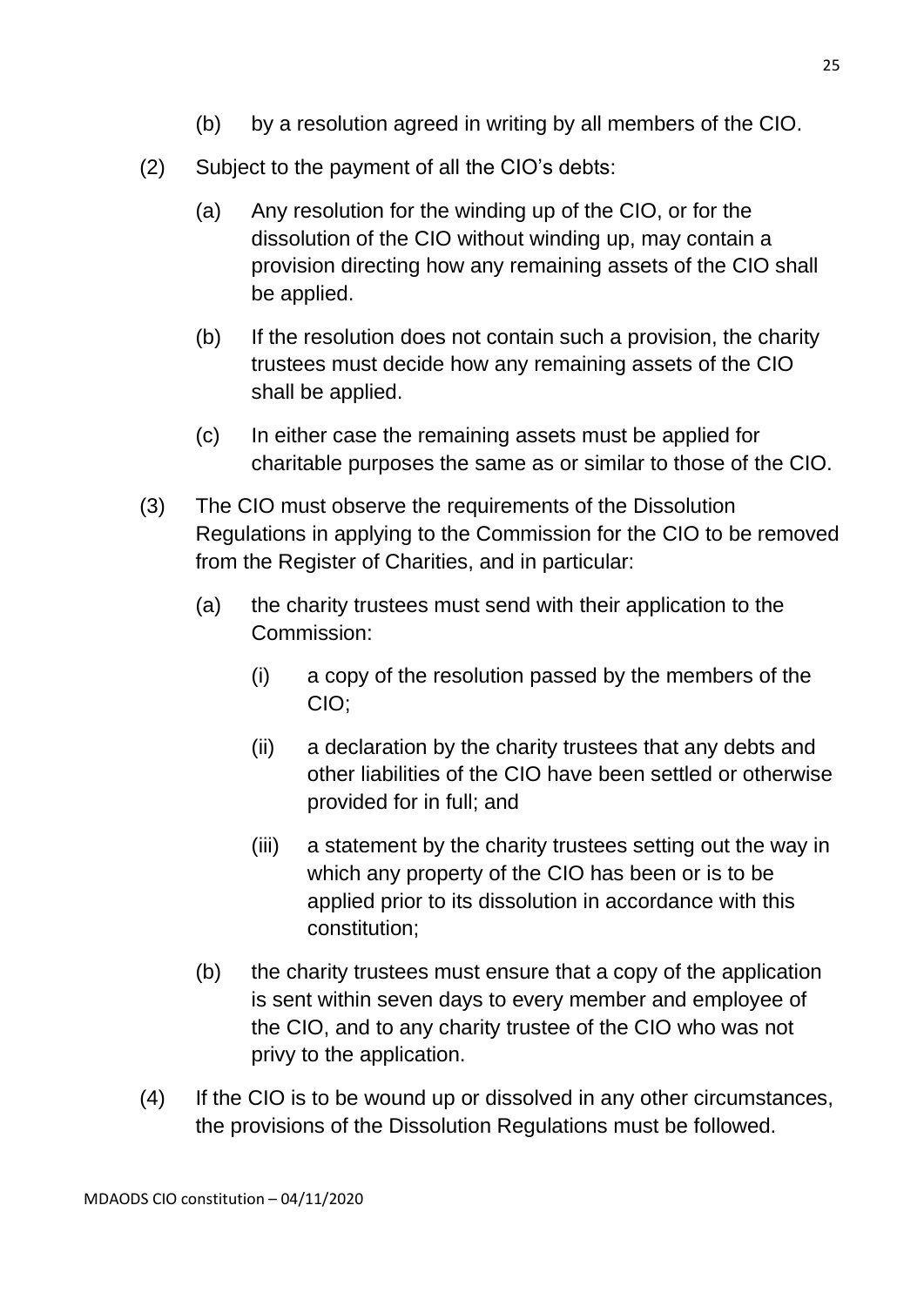(b) by a resolution agreed in writing by all members of the CIO.

(2) Subject to the payment of all the CIO's debts:

(a) Any resolution for the winding up of the CIO, or for the dissolution of the CIO without winding up, may contain a provision directing how any remaining assets of the CIO shall be applied.

(b) If the resolution does not contain such a provision, the charity trustees must decide how any remaining assets of the CIO shall be applied.

(c) In either case the remaining assets must be applied for charitable purposes the same as or similar to those of the CIO.

(3) The CIO must observe the requirements of the Dissolution Regulations in applying to the Commission for the CIO to be removed from the Register of Charities, and in particular:

(a) the charity trustees must send with their application to the Commission:

(i) a copy of the resolution passed by the members of the CIO;

(ii) a declaration by the charity trustees that any debts and other liabilities of the CIO have been settled or otherwise provided for in full; and

(iii) a statement by the charity trustees setting out the way in which any property of the CIO has been or is to be applied prior to its dissolution in accordance with this constitution;

(b) the charity trustees must ensure that a copy of the application is sent within seven days to every member and employee of the CIO, and to any charity trustee of the CIO who was not privy to the application.

(4) If the CIO is to be wound up or dissolved in any other circumstances, the provisions of the Dissolution Regulations must be followed.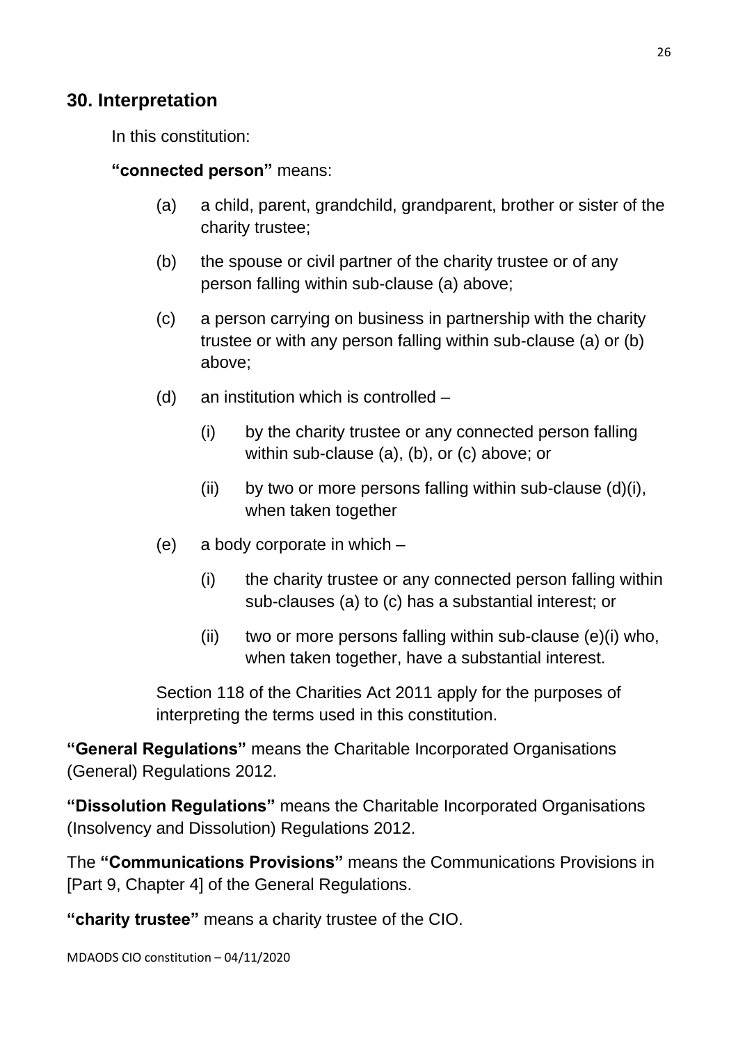## 30. Interpretation

In this constitution:

**"connected person"** means:

(a) a child, parent, grandchild, grandparent, brother or sister of the charity trustee;

(b) the spouse or civil partner of the charity trustee or of any person falling within sub-clause (a) above;

(c) a person carrying on business in partnership with the charity trustee or with any person falling within sub-clause (a) or (b) above;

(d) an institution which is controlled –

  (i) by the charity trustee or any connected person falling within sub-clause (a), (b), or (c) above; or

  (ii) by two or more persons falling within sub-clause (d)(i), when taken together

(e) a body corporate in which –

  (i) the charity trustee or any connected person falling within sub-clauses (a) to (c) has a substantial interest; or

  (ii) two or more persons falling within sub-clause (e)(i) who, when taken together, have a substantial interest.

Section 118 of the Charities Act 2011 apply for the purposes of interpreting the terms used in this constitution.

**"General Regulations"** means the Charitable Incorporated Organisations (General) Regulations 2012.

**"Dissolution Regulations"** means the Charitable Incorporated Organisations (Insolvency and Dissolution) Regulations 2012.

The **"Communications Provisions"** means the Communications Provisions in [Part 9, Chapter 4] of the General Regulations.

**"charity trustee"** means a charity trustee of the CIO.

MDAODS CIO constitution – 04/11/2020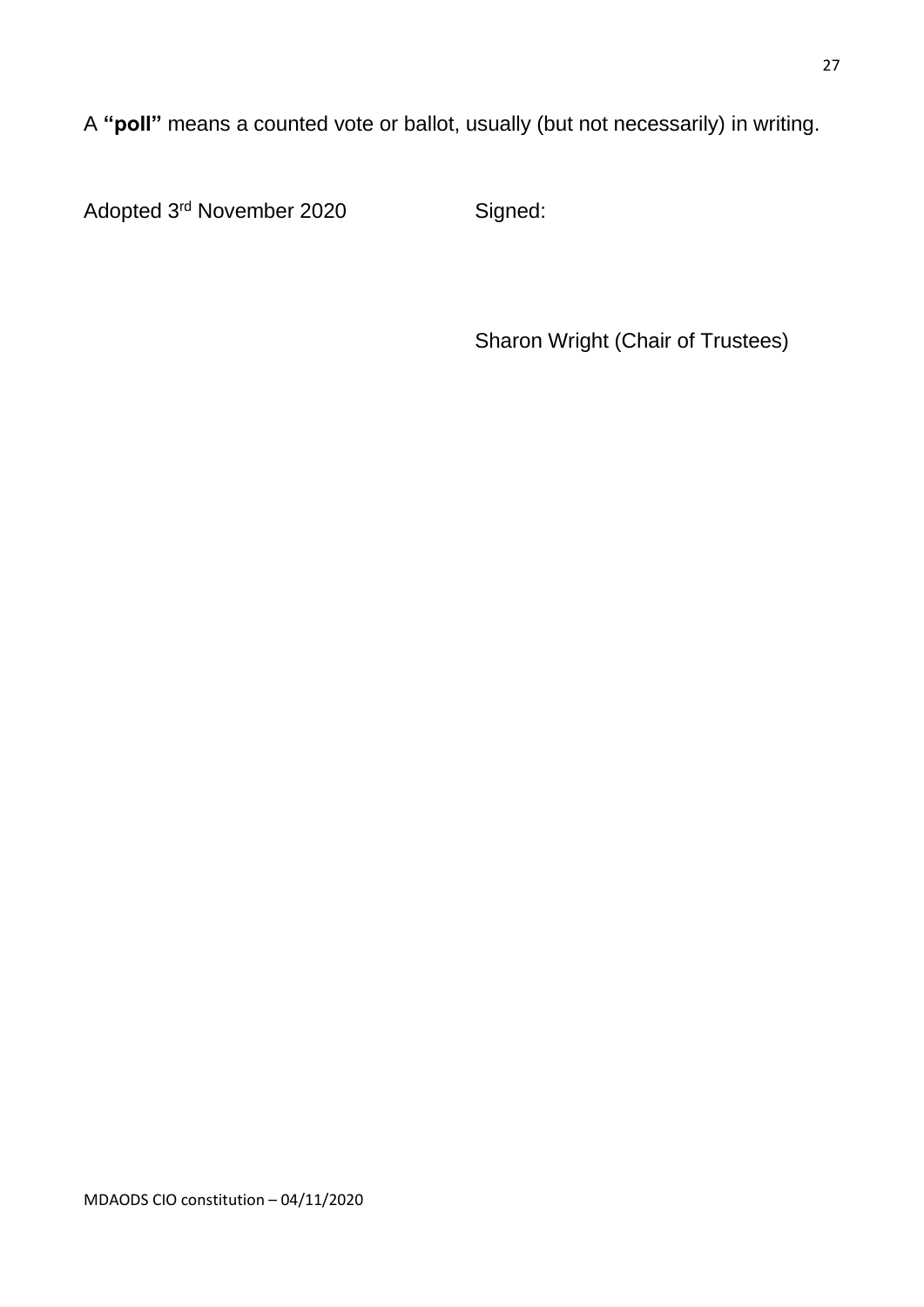A **"poll"** means a counted vote or ballot, usually (but not necessarily) in writing.

Adopted 3rd November 2020 Signed:

Sharon Wright (Chair of Trustees)